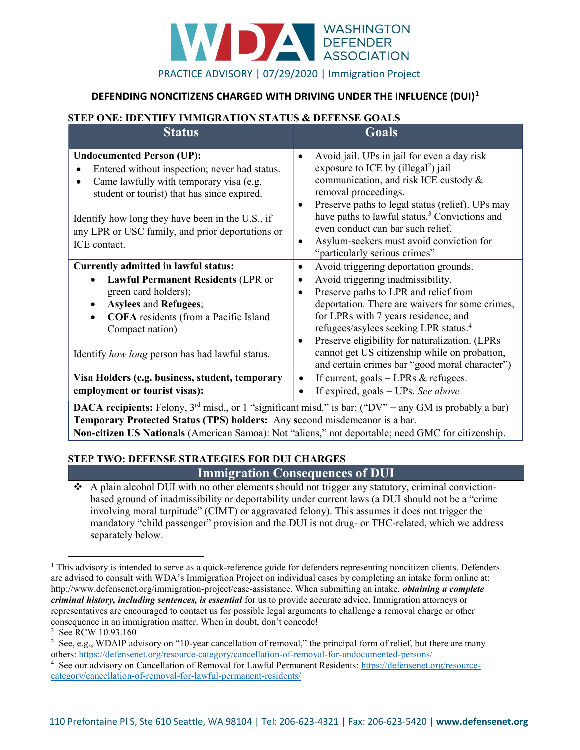WASHINGTON DEFENDER ASSOCIATION

PRACTICE ADVISORY | 07/29/2020 | Immigration Project

# DEFENDING NONCITIZENS CHARGED WITH DRIVING UNDER THE INFLUENCE (DUI)[1]

## STEP ONE: IDENTIFY IMMIGRATION STATUS & DEFENSE GOALS

| Status | Goals |
|---|---|
| **Undocumented Person (UP):**<br>• Entered without inspection; never had status.<br>• Came lawfully with temporary visa (e.g. student or tourist) that has since expired.<br><br>Identify how long they have been in the U.S., if any LPR or USC family, and prior deportations or ICE contact. | • Avoid jail. UPs in jail for even a day risk exposure to ICE by (illegal[2]) jail communication, and risk ICE custody & removal proceedings.<br>• Preserve paths to legal status (relief). UPs may have paths to lawful status.[3] Convictions and even conduct can bar such relief.<br>• Asylum-seekers must avoid conviction for "particularly serious crimes" |
| **Currently admitted in lawful status:**<br>• **Lawful Permanent Residents** (LPR or green card holders);<br>• **Asylees** and **Refugees**;<br>• **COFA** residents (from a Pacific Island Compact nation)<br><br>Identify *how long* person has had lawful status. | • Avoid triggering deportation grounds.<br>• Avoid triggering inadmissibility.<br>• Preserve paths to LPR and relief from deportation. There are waivers for some crimes, for LPRs with 7 years residence, and refugees/asylees seeking LPR status.[4]<br>• Preserve eligibility for naturalization. (LPRs cannot get US citizenship while on probation, and certain crimes bar "good moral character") |
| **Visa Holders (e.g. business, student, temporary employment or tourist visas):** | • If current, goals = LPRs & refugees.<br>• If expired, goals = UPs. *See above* |

**DACA recipients:** Felony, 3rd misd., or 1 "significant misd." is bar; ("DV" + any GM is probably a bar)
**Temporary Protected Status (TPS) holders:** Any second misdemeanor is a bar.
**Non-citizen US Nationals** (American Samoa): Not "aliens," not deportable; need GMC for citizenship.

## STEP TWO: DEFENSE STRATEGIES FOR DUI CHARGES

### Immigration Consequences of DUI

- A plain alcohol DUI with no other elements should not trigger any statutory, criminal conviction-based ground of inadmissibility or deportability under current laws (a DUI should not be a "crime involving moral turpitude" (CIMT) or aggravated felony). This assumes it does not trigger the mandatory "child passenger" provision and the DUI is not drug- or THC-related, which we address separately below.

---

[1] This advisory is intended to serve as a quick-reference guide for defenders representing noncitizen clients. Defenders are advised to consult with WDA's Immigration Project on individual cases by completing an intake form online at: http://www.defensenet.org/immigration-project/case-assistance. When submitting an intake, ***obtaining a complete criminal history, including sentences, is essential*** for us to provide accurate advice. Immigration attorneys or representatives are encouraged to contact us for possible legal arguments to challenge a removal charge or other consequence in an immigration matter. When in doubt, don't concede!

[2] See RCW 10.93.160

[3] See, e.g., WDAIP advisory on "10-year cancellation of removal," the principal form of relief, but there are many others: https://defensenet.org/resource-category/cancellation-of-removal-for-undocumented-persons/

[4] See our advisory on Cancellation of Removal for Lawful Permanent Residents: https://defensenet.org/resource-category/cancellation-of-removal-for-lawful-permanent-residents/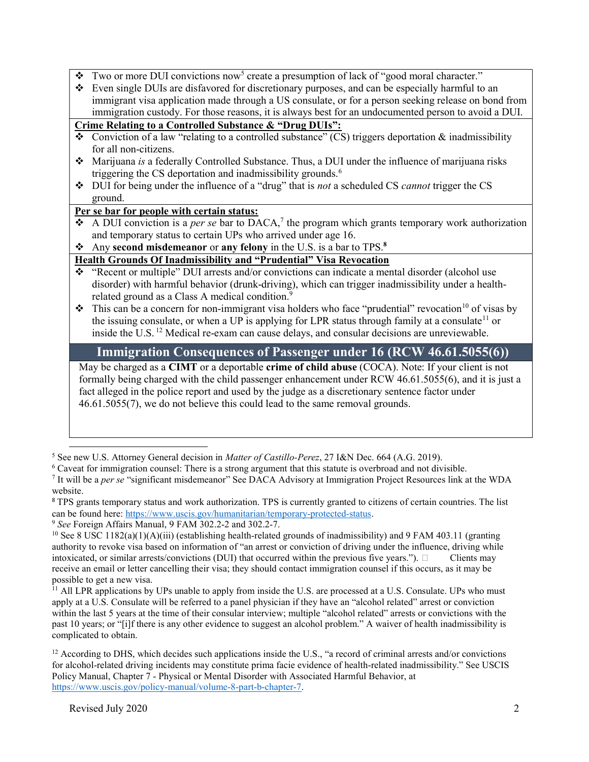- Two or more DUI convictions now[5] create a presumption of lack of "good moral character."
- Even single DUIs are disfavored for discretionary purposes, and can be especially harmful to an immigrant visa application made through a US consulate, or for a person seeking release on bond from immigration custody. For those reasons, it is always best for an undocumented person to avoid a DUI.

**<u>Crime Relating to a Controlled Substance & "Drug DUIs":</u>**

- Conviction of a law "relating to a controlled substance" (CS) triggers deportation & inadmissibility for all non-citizens.
- Marijuana *is* a federally Controlled Substance. Thus, a DUI under the influence of marijuana risks triggering the CS deportation and inadmissibility grounds.[6]
- DUI for being under the influence of a "drug" that is *not* a scheduled CS *cannot* trigger the CS ground.

**<u>Per se bar for people with certain status:</u>**

- A DUI conviction is a *per se* bar to DACA,[7] the program which grants temporary work authorization and temporary status to certain UPs who arrived under age 16.
- Any **second misdemeanor** or **any felony** in the U.S. is a bar to TPS.**[8]**

**<u>Health Grounds Of Inadmissibility and "Prudential" Visa Revocation</u>**

- "Recent or multiple" DUI arrests and/or convictions can indicate a mental disorder (alcohol use disorder) with harmful behavior (drunk-driving), which can trigger inadmissibility under a health-related ground as a Class A medical condition.[9]
- This can be a concern for non-immigrant visa holders who face "prudential" revocation[10] of visas by the issuing consulate, or when a UP is applying for LPR status through family at a consulate[11] or inside the U.S. [12] Medical re-exam can cause delays, and consular decisions are unreviewable.

## Immigration Consequences of Passenger under 16 (RCW 46.61.5055(6))

May be charged as a **CIMT** or a deportable **crime of child abuse** (COCA). Note: If your client is not formally being charged with the child passenger enhancement under RCW 46.61.5055(6), and it is just a fact alleged in the police report and used by the judge as a discretionary sentence factor under 46.61.5055(7), we do not believe this could lead to the same removal grounds.

---

[5] See new U.S. Attorney General decision in *Matter of Castillo-Perez*, 27 I&N Dec. 664 (A.G. 2019).

[6] Caveat for immigration counsel: There is a strong argument that this statute is overbroad and not divisible.

[7] It will be a *per se* "significant misdemeanor" See DACA Advisory at Immigration Project Resources link at the WDA website.

[8] TPS grants temporary status and work authorization. TPS is currently granted to citizens of certain countries. The list can be found here: https://www.uscis.gov/humanitarian/temporary-protected-status.

[9] *See* Foreign Affairs Manual, 9 FAM 302.2-2 and 302.2-7.

[10] See 8 USC 1182(a)(1)(A)(iii) (establishing health-related grounds of inadmissibility) and 9 FAM 403.11 (granting authority to revoke visa based on information of "an arrest or conviction of driving under the influence, driving while intoxicated, or similar arrests/convictions (DUI) that occurred within the previous five years."). Clients may receive an email or letter cancelling their visa; they should contact immigration counsel if this occurs, as it may be possible to get a new visa.

[11] All LPR applications by UPs unable to apply from inside the U.S. are processed at a U.S. Consulate. UPs who must apply at a U.S. Consulate will be referred to a panel physician if they have an "alcohol related" arrest or conviction within the last 5 years at the time of their consular interview; multiple "alcohol related" arrests or convictions with the past 10 years; or "[i]f there is any other evidence to suggest an alcohol problem." A waiver of health inadmissibility is complicated to obtain.

[12] According to DHS, which decides such applications inside the U.S., "a record of criminal arrests and/or convictions for alcohol-related driving incidents may constitute prima facie evidence of health-related inadmissibility." See USCIS Policy Manual, Chapter 7 - Physical or Mental Disorder with Associated Harmful Behavior, at https://www.uscis.gov/policy-manual/volume-8-part-b-chapter-7.

Revised July 2020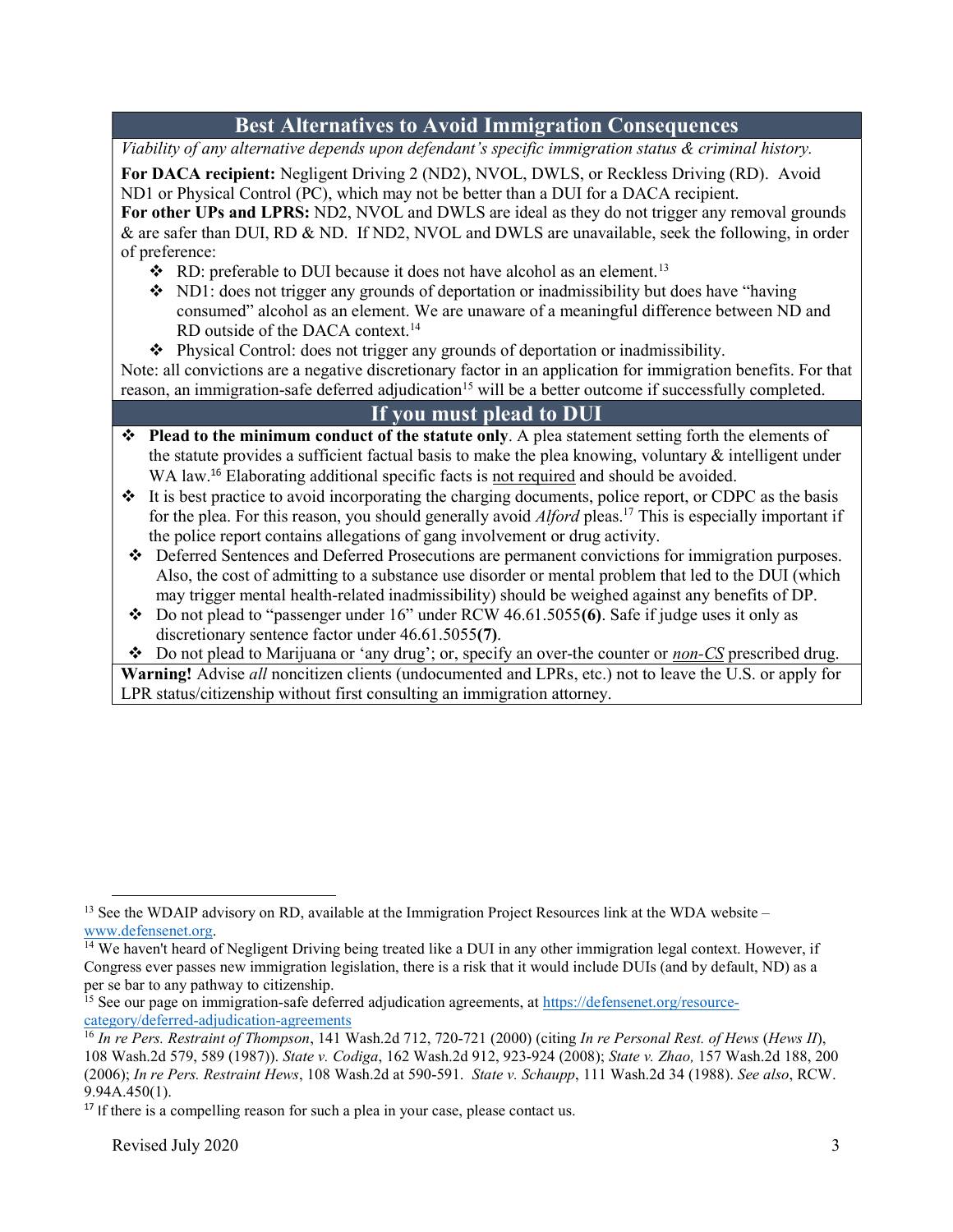## Best Alternatives to Avoid Immigration Consequences

*Viability of any alternative depends upon defendant's specific immigration status & criminal history.*

**For DACA recipient:** Negligent Driving 2 (ND2), NVOL, DWLS, or Reckless Driving (RD). Avoid ND1 or Physical Control (PC), which may not be better than a DUI for a DACA recipient.

**For other UPs and LPRS:** ND2, NVOL and DWLS are ideal as they do not trigger any removal grounds & are safer than DUI, RD & ND. If ND2, NVOL and DWLS are unavailable, seek the following, in order of preference:

- RD: preferable to DUI because it does not have alcohol as an element.[13]
- ND1: does not trigger any grounds of deportation or inadmissibility but does have "having consumed" alcohol as an element. We are unaware of a meaningful difference between ND and RD outside of the DACA context.[14]
- Physical Control: does not trigger any grounds of deportation or inadmissibility.

Note: all convictions are a negative discretionary factor in an application for immigration benefits. For that reason, an immigration-safe deferred adjudication[15] will be a better outcome if successfully completed.

## If you must plead to DUI

- **Plead to the minimum conduct of the statute only**. A plea statement setting forth the elements of the statute provides a sufficient factual basis to make the plea knowing, voluntary & intelligent under WA law.[16] Elaborating additional specific facts is <u>not required</u> and should be avoided.
- It is best practice to avoid incorporating the charging documents, police report, or CDPC as the basis for the plea. For this reason, you should generally avoid *Alford* pleas.[17] This is especially important if the police report contains allegations of gang involvement or drug activity.
- Deferred Sentences and Deferred Prosecutions are permanent convictions for immigration purposes. Also, the cost of admitting to a substance use disorder or mental problem that led to the DUI (which may trigger mental health-related inadmissibility) should be weighed against any benefits of DP.
- Do not plead to "passenger under 16" under RCW 46.61.5055**(6)**. Safe if judge uses it only as discretionary sentence factor under 46.61.5055**(7)**.
- Do not plead to Marijuana or 'any drug'; or, specify an over-the counter or ***<u>non-CS</u>*** prescribed drug.

**Warning!** Advise *all* noncitizen clients (undocumented and LPRs, etc.) not to leave the U.S. or apply for LPR status/citizenship without first consulting an immigration attorney.

---

[13] See the WDAIP advisory on RD, available at the Immigration Project Resources link at the WDA website – www.defensenet.org.

[14] We haven't heard of Negligent Driving being treated like a DUI in any other immigration legal context. However, if Congress ever passes new immigration legislation, there is a risk that it would include DUIs (and by default, ND) as a per se bar to any pathway to citizenship.

[15] See our page on immigration-safe deferred adjudication agreements, at https://defensenet.org/resource-category/deferred-adjudication-agreements

[16] *In re Pers. Restraint of Thompson*, 141 Wash.2d 712, 720-721 (2000) (citing *In re Personal Rest. of Hews* (*Hews II*), 108 Wash.2d 579, 589 (1987)). *State v. Codiga*, 162 Wash.2d 912, 923-924 (2008); *State v. Zhao,* 157 Wash.2d 188, 200 (2006); *In re Pers. Restraint Hews*, 108 Wash.2d at 590-591. *State v. Schaupp*, 111 Wash.2d 34 (1988). *See also*, RCW. 9.94A.450(1).

[17] If there is a compelling reason for such a plea in your case, please contact us.

Revised July 2020